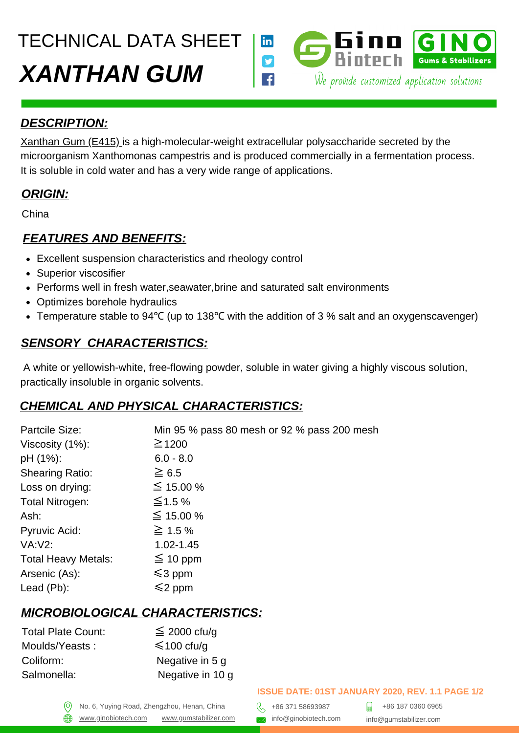# TECHNICAL DATA SHEET

# *XANTHAN GUM*

Ginn Biotech | GINO Gums & Stabilizers

We provide customized application solutions

## *DESCRIPTION:*

Xanthan Gum (E415) is a high-molecular-weight extracellular polysaccharide secreted by the microorganism Xanthomonas campestris and is produced commercially in a fermentation process. It is soluble in cold water and has a very wide range of applications.

## *ORIGIN:*

China

## *FEATURES AND BENEFITS:*

- Excellent suspension characteristics and rheology control
- Superior viscosifier
- Performs well in fresh water,seawater,brine and saturated salt environments
- Optimizes borehole hydraulics
- Temperature stable to 94℃ (up to 138℃ with the addition of 3 % salt and an oxygenscavenger)

## *SENSORY CHARACTERISTICS:*

A white or yellowish-white, free-flowing powder, soluble in water giving a highly viscous solution, practically insoluble in organic solvents.

## *CHEMICAL AND PHYSICAL CHARACTERISTICS:*

| | |
|---|---|
| Partcile Size: | Min 95 % pass 80 mesh or 92 % pass 200 mesh |
| Viscosity (1%): | ≧1200 |
| pH (1%): | 6.0 - 8.0 |
| Shearing Ratio: | ≧ 6.5 |
| Loss on drying: | ≦ 15.00 % |
| Total Nitrogen: | ≦1.5 % |
| Ash: | ≦ 15.00 % |
| Pyruvic Acid: | ≧ 1.5 % |
| VA:V2: | 1.02-1.45 |
| Total Heavy Metals: | ≦ 10 ppm |
| Arsenic (As): | ⩽3 ppm |
| Lead (Pb): | ⩽2 ppm |

## *MICROBIOLOGICAL CHARACTERISTICS:*

| | |
|---|---|
| Total Plate Count: | ≦ 2000 cfu/g |
| Moulds/Yeasts : | ⩽100 cfu/g |
| Coliform: | Negative in 5 g |
| Salmonella: | Negative in 10 g |

**ISSUE DATE: 01ST JANUARY 2020, REV. 1.1**

No. 6, Yuying Road, Zhengzhou, Henan, China
www.ginobiotech.com www.gumstabilizer.com
+86 371 58693987
info@ginobiotech.com
+86 187 0360 6965
info@gumstabilizer.com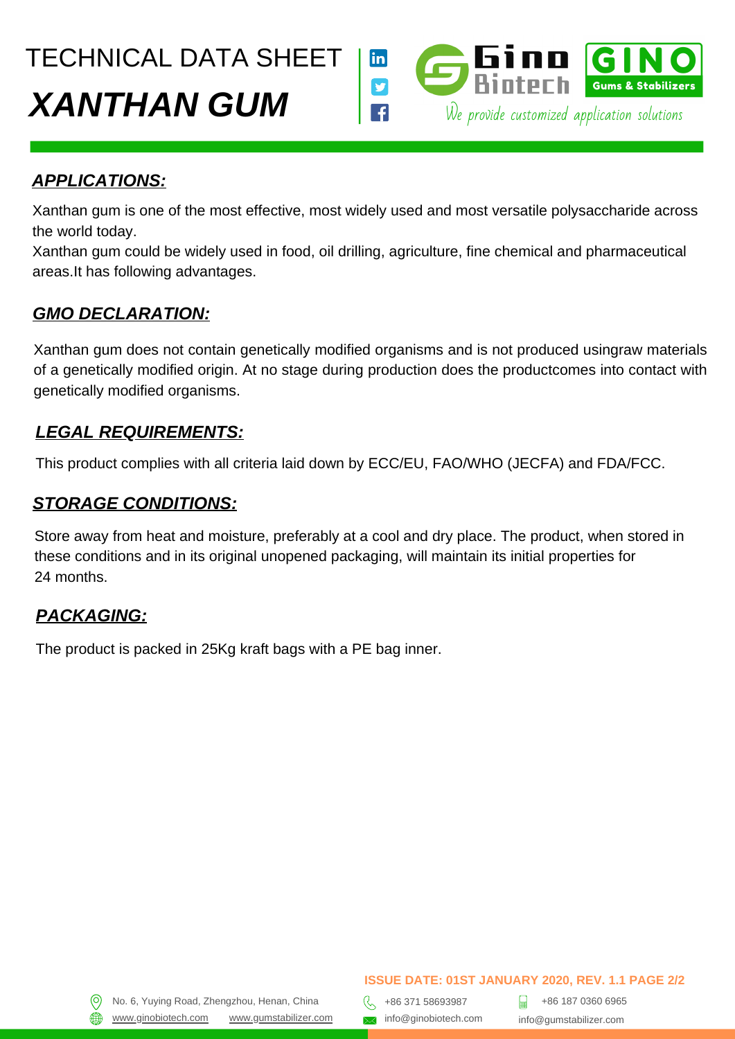# TECHNICAL DATA SHEET

# *XANTHAN GUM*

Gino Biotech — GINO Gums & Stabilizers

We provide customized application solutions

## ***APPLICATIONS:***

Xanthan gum is one of the most effective, most widely used and most versatile polysaccharide across the world today.

Xanthan gum could be widely used in food, oil drilling, agriculture, fine chemical and pharmaceutical areas.It has following advantages.

## ***GMO DECLARATION:***

Xanthan gum does not contain genetically modified organisms and is not produced usingraw materials of a genetically modified origin. At no stage during production does the productcomes into contact with genetically modified organisms.

## ***LEGAL REQUIREMENTS:***

This product complies with all criteria laid down by ECC/EU, FAO/WHO (JECFA) and FDA/FCC.

## ***STORAGE CONDITIONS:***

Store away from heat and moisture, preferably at a cool and dry place. The product, when stored in these conditions and in its original unopened packaging, will maintain its initial properties for 24 months.

## ***PACKAGING:***

The product is packed in 25Kg kraft bags with a PE bag inner.

**ISSUE DATE: 01ST JANUARY 2020, REV. 1.1**

No. 6, Yuying Road, Zhengzhou, Henan, China
www.ginobiotech.com www.gumstabilizer.com
+86 371 58693987
info@ginobiotech.com
+86 187 0360 6965
info@gumstabilizer.com